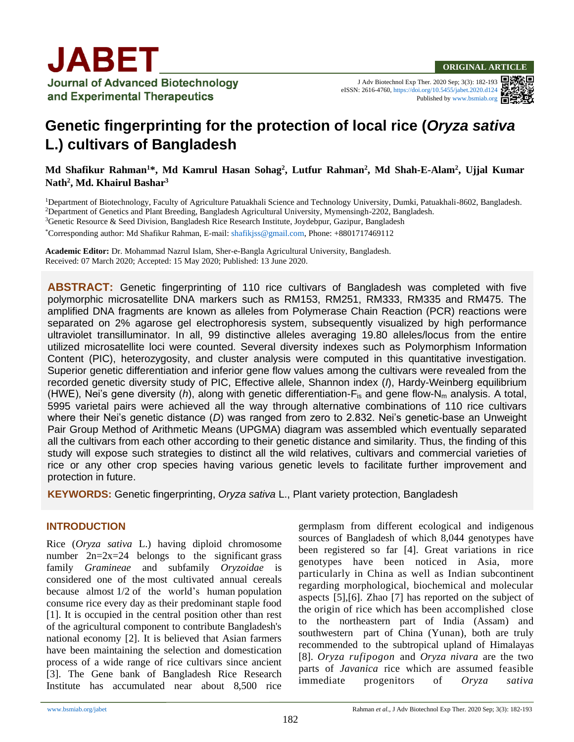**ORIGINAL ARTICLE**

# Genetic fingerprinting for the protection of local rice (*Oryza sativa* L.) cultivars of Bangladesh

**Md Shafikur Rahman[1]\*, Md Kamrul Hasan Sohag[2], Lutfur Rahman[2], Md Shah-E-Alam[2], Ujjal Kumar Nath[2], Md. Khairul Bashar[3]**

[1]Department of Biotechnology, Faculty of Agriculture Patuakhali Science and Technology University, Dumki, Patuakhali-8602, Bangladesh.
[2]Department of Genetics and Plant Breeding, Bangladesh Agricultural University, Mymensingh-2202, Bangladesh.
[3]Genetic Resource & Seed Division, Bangladesh Rice Research Institute, Joydebpur, Gazipur, Bangladesh

\*Corresponding author: Md Shafikur Rahman, E-mail: shafikjss@gmail.com, Phone: +8801717469112

**Academic Editor:** Dr. Mohammad Nazrul Islam, Sher-e-Bangla Agricultural University, Bangladesh.
Received: 07 March 2020; Accepted: 15 May 2020; Published: 13 June 2020.

**ABSTRACT:** Genetic fingerprinting of 110 rice cultivars of Bangladesh was completed with five polymorphic microsatellite DNA markers such as RM153, RM251, RM333, RM335 and RM475. The amplified DNA fragments are known as alleles from Polymerase Chain Reaction (PCR) reactions were separated on 2% agarose gel electrophoresis system, subsequently visualized by high performance ultraviolet transilluminator. In all, 99 distinctive alleles averaging 19.80 alleles/locus from the entire utilized microsatellite loci were counted. Several diversity indexes such as Polymorphism Information Content (PIC), heterozygosity, and cluster analysis were computed in this quantitative investigation. Superior genetic differentiation and inferior gene flow values among the cultivars were revealed from the recorded genetic diversity study of PIC, Effective allele, Shannon index (*I*), Hardy-Weinberg equilibrium (HWE), Nei's gene diversity (*h*), along with genetic differentiation-$F_{is}$ and gene flow-$N_m$ analysis. A total, 5995 varietal pairs were achieved all the way through alternative combinations of 110 rice cultivars where their Nei's genetic distance (*D*) was ranged from zero to 2.832. Nei's genetic-base an Unweight Pair Group Method of Arithmetic Means (UPGMA) diagram was assembled which eventually separated all the cultivars from each other according to their genetic distance and similarity. Thus, the finding of this study will expose such strategies to distinct all the wild relatives, cultivars and commercial varieties of rice or any other crop species having various genetic levels to facilitate further improvement and protection in future.

**KEYWORDS:** Genetic fingerprinting, *Oryza sativa* L., Plant variety protection, Bangladesh

## INTRODUCTION

Rice (*Oryza sativa* L.) having diploid chromosome number 2n=2x=24 belongs to the significant grass family *Gramineae* and subfamily *Oryzoidae* is considered one of the most cultivated annual cereals because almost 1/2 of the world's human population consume rice every day as their predominant staple food [1]. It is occupied in the central position other than rest of the agricultural component to contribute Bangladesh's national economy [2]. It is believed that Asian farmers have been maintaining the selection and domestication process of a wide range of rice cultivars since ancient [3]. The Gene bank of Bangladesh Rice Research Institute has accumulated near about 8,500 rice germplasm from different ecological and indigenous sources of Bangladesh of which 8,044 genotypes have been registered so far [4]. Great variations in rice genotypes have been noticed in Asia, more particularly in China as well as Indian subcontinent regarding morphological, biochemical and molecular aspects [5],[6]. Zhao [7] has reported on the subject of the origin of rice which has been accomplished close to the northeastern part of India (Assam) and southwestern part of China (Yunan), both are truly recommended to the subtropical upland of Himalayas [8]. *Oryza rufipogon* and *Oryza nivara* are the two parts of *Javanica* rice which are assumed feasible immediate progenitors of *Oryza sativa*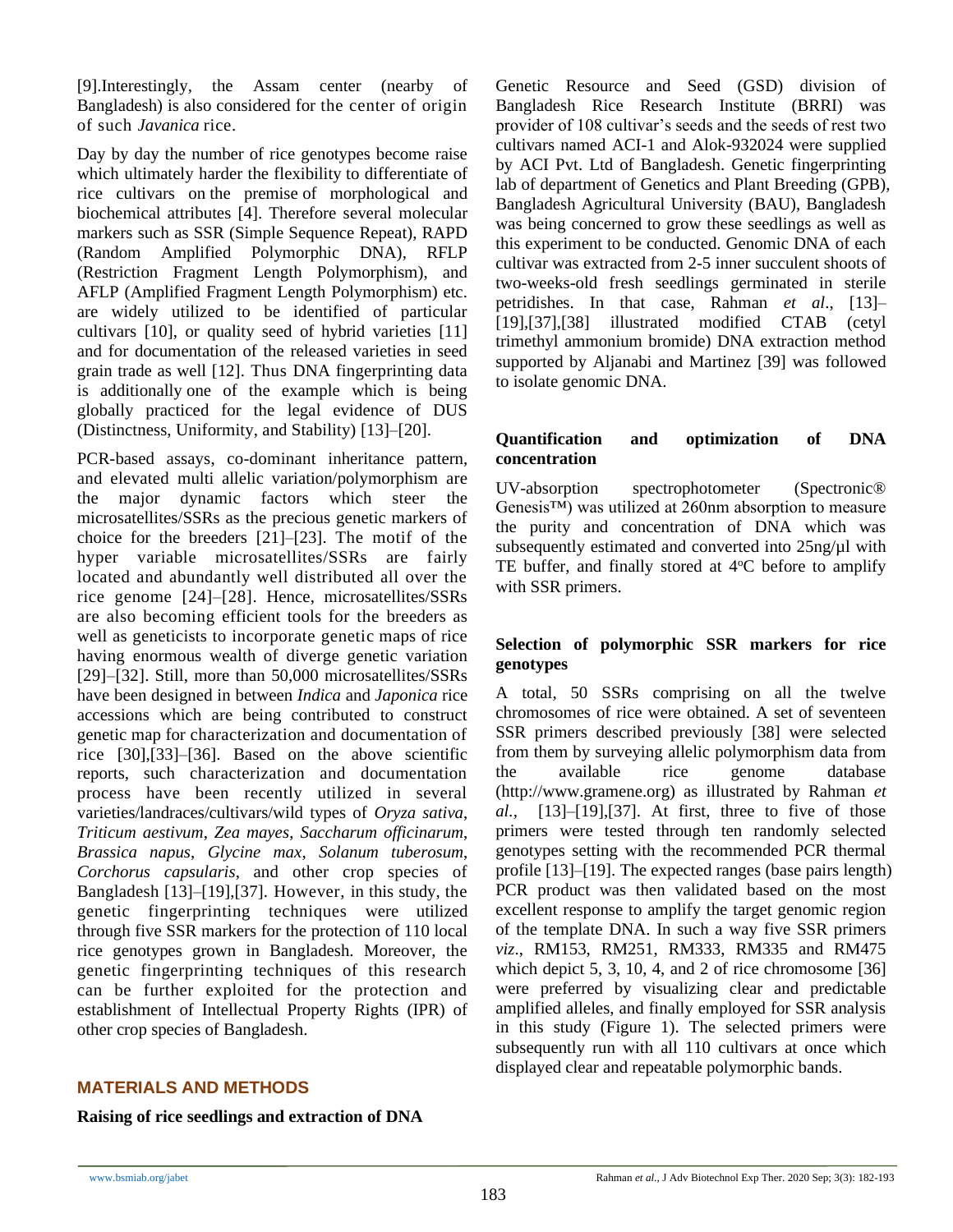[9].Interestingly, the Assam center (nearby of Bangladesh) is also considered for the center of origin of such *Javanica* rice.

Day by day the number of rice genotypes become raise which ultimately harder the flexibility to differentiate of rice cultivars on the premise of morphological and biochemical attributes [4]. Therefore several molecular markers such as SSR (Simple Sequence Repeat), RAPD (Random Amplified Polymorphic DNA), RFLP (Restriction Fragment Length Polymorphism), and AFLP (Amplified Fragment Length Polymorphism) etc. are widely utilized to be identified of particular cultivars [10], or quality seed of hybrid varieties [11] and for documentation of the released varieties in seed grain trade as well [12]. Thus DNA fingerprinting data is additionally one of the example which is being globally practiced for the legal evidence of DUS (Distinctness, Uniformity, and Stability) [13]–[20].

PCR-based assays, co-dominant inheritance pattern, and elevated multi allelic variation/polymorphism are the major dynamic factors which steer the microsatellites/SSRs as the precious genetic markers of choice for the breeders [21]–[23]. The motif of the hyper variable microsatellites/SSRs are fairly located and abundantly well distributed all over the rice genome [24]–[28]. Hence, microsatellites/SSRs are also becoming efficient tools for the breeders as well as geneticists to incorporate genetic maps of rice having enormous wealth of diverge genetic variation [29]–[32]. Still, more than 50,000 microsatellites/SSRs have been designed in between *Indica* and *Japonica* rice accessions which are being contributed to construct genetic map for characterization and documentation of rice [30],[33]–[36]. Based on the above scientific reports, such characterization and documentation process have been recently utilized in several varieties/landraces/cultivars/wild types of *Oryza sativa*, *Triticum aestivum*, *Zea mayes*, *Saccharum officinarum*, *Brassica napus*, *Glycine max*, *Solanum tuberosum*, *Corchorus capsularis*, and other crop species of Bangladesh [13]–[19],[37]. However, in this study, the genetic fingerprinting techniques were utilized through five SSR markers for the protection of 110 local rice genotypes grown in Bangladesh. Moreover, the genetic fingerprinting techniques of this research can be further exploited for the protection and establishment of Intellectual Property Rights (IPR) of other crop species of Bangladesh.

## MATERIALS AND METHODS

### Raising of rice seedlings and extraction of DNA

Genetic Resource and Seed (GSD) division of Bangladesh Rice Research Institute (BRRI) was provider of 108 cultivar's seeds and the seeds of rest two cultivars named ACI-1 and Alok-932024 were supplied by ACI Pvt. Ltd of Bangladesh. Genetic fingerprinting lab of department of Genetics and Plant Breeding (GPB), Bangladesh Agricultural University (BAU), Bangladesh was being concerned to grow these seedlings as well as this experiment to be conducted. Genomic DNA of each cultivar was extracted from 2-5 inner succulent shoots of two-weeks-old fresh seedlings germinated in sterile petridishes. In that case, Rahman *et al*., [13]–[19],[37],[38] illustrated modified CTAB (cetyl trimethyl ammonium bromide) DNA extraction method supported by Aljanabi and Martinez [39] was followed to isolate genomic DNA.

### Quantification and optimization of DNA concentration

UV-absorption spectrophotometer (Spectronic® Genesis™) was utilized at 260nm absorption to measure the purity and concentration of DNA which was subsequently estimated and converted into 25ng/µl with TE buffer, and finally stored at 4°C before to amplify with SSR primers.

### Selection of polymorphic SSR markers for rice genotypes

A total, 50 SSRs comprising on all the twelve chromosomes of rice were obtained. A set of seventeen SSR primers described previously [38] were selected from them by surveying allelic polymorphism data from the available rice genome database (http://www.gramene.org) as illustrated by Rahman *et al.*, [13]–[19],[37]. At first, three to five of those primers were tested through ten randomly selected genotypes setting with the recommended PCR thermal profile [13]–[19]. The expected ranges (base pairs length) PCR product was then validated based on the most excellent response to amplify the target genomic region of the template DNA. In such a way five SSR primers *viz*., RM153, RM251, RM333, RM335 and RM475 which depict 5, 3, 10, 4, and 2 of rice chromosome [36] were preferred by visualizing clear and predictable amplified alleles, and finally employed for SSR analysis in this study (Figure 1). The selected primers were subsequently run with all 110 cultivars at once which displayed clear and repeatable polymorphic bands.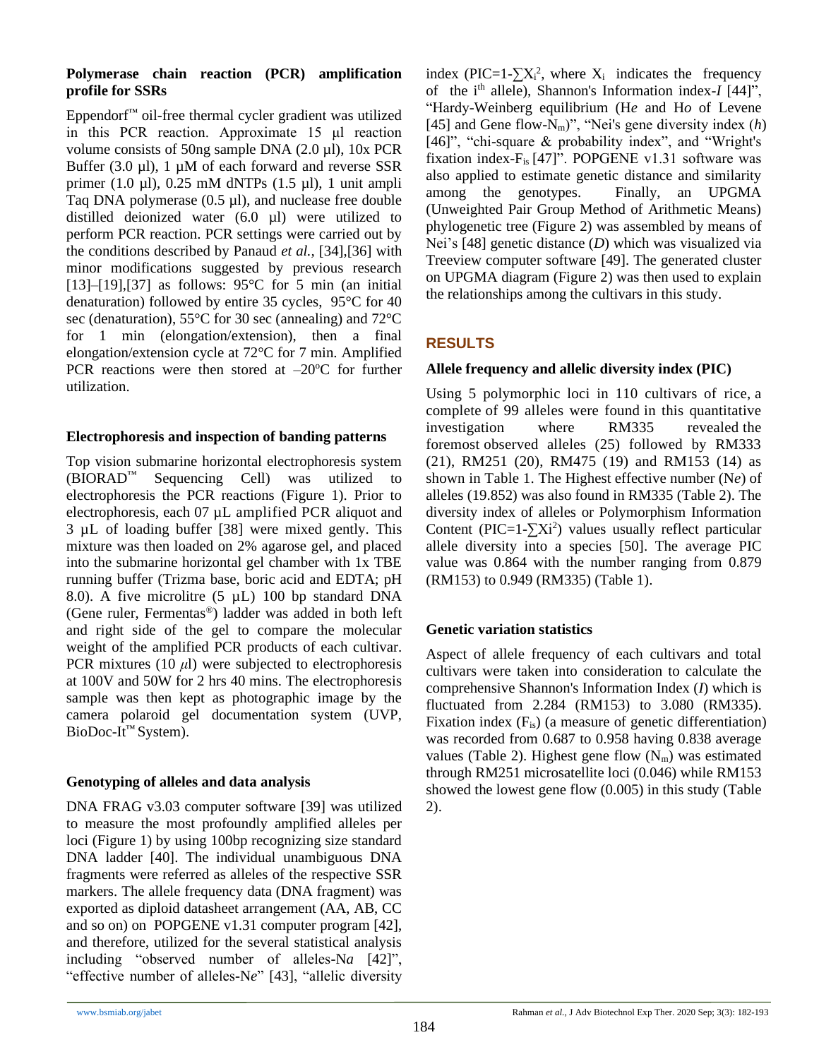### Polymerase chain reaction (PCR) amplification profile for SSRs

Eppendorf™ oil-free thermal cycler gradient was utilized in this PCR reaction. Approximate 15 µl reaction volume consists of 50ng sample DNA (2.0 µl), 10x PCR Buffer (3.0 µl), 1 µM of each forward and reverse SSR primer (1.0 µl), 0.25 mM dNTPs (1.5 µl), 1 unit ampli Taq DNA polymerase (0.5 µl), and nuclease free double distilled deionized water (6.0 µl) were utilized to perform PCR reaction. PCR settings were carried out by the conditions described by Panaud *et al.*, [34],[36] with minor modifications suggested by previous research [13]–[19],[37] as follows: 95°C for 5 min (an initial denaturation) followed by entire 35 cycles, 95°C for 40 sec (denaturation), 55°C for 30 sec (annealing) and 72°C for 1 min (elongation/extension), then a final elongation/extension cycle at 72°C for 7 min. Amplified PCR reactions were then stored at –20°C for further utilization.

### Electrophoresis and inspection of banding patterns

Top vision submarine horizontal electrophoresis system (BIORAD™ Sequencing Cell) was utilized to electrophoresis the PCR reactions (Figure 1). Prior to electrophoresis, each 07 µL amplified PCR aliquot and 3 µL of loading buffer [38] were mixed gently. This mixture was then loaded on 2% agarose gel, and placed into the submarine horizontal gel chamber with 1x TBE running buffer (Trizma base, boric acid and EDTA; pH 8.0). A five microlitre (5 µL) 100 bp standard DNA (Gene ruler, Fermentas®) ladder was added in both left and right side of the gel to compare the molecular weight of the amplified PCR products of each cultivar. PCR mixtures (10 µl) were subjected to electrophoresis at 100V and 50W for 2 hrs 40 mins. The electrophoresis sample was then kept as photographic image by the camera polaroid gel documentation system (UVP, BioDoc-It™ System).

### Genotyping of alleles and data analysis

DNA FRAG v3.03 computer software [39] was utilized to measure the most profoundly amplified alleles per loci (Figure 1) by using 100bp recognizing size standard DNA ladder [40]. The individual unambiguous DNA fragments were referred as alleles of the respective SSR markers. The allele frequency data (DNA fragment) was exported as diploid datasheet arrangement (AA, AB, CC and so on) on POPGENE v1.31 computer program [42], and therefore, utilized for the several statistical analysis including "observed number of alleles-N*a* [42]", "effective number of alleles-N*e*" [43], "allelic diversity index (PIC=$1-\sum X_i^2$, where $X_i$ indicates the frequency of the i[th] allele), Shannon's Information index-*I* [44]", "Hardy-Weinberg equilibrium (H*e* and H*o* of Levene [45] and Gene flow-$N_m$)", "Nei's gene diversity index (*h*) [46]", "chi-square & probability index", and "Wright's fixation index-$F_{is}$ [47]". POPGENE v1.31 software was also applied to estimate genetic distance and similarity among the genotypes. Finally, an UPGMA (Unweighted Pair Group Method of Arithmetic Means) phylogenetic tree (Figure 2) was assembled by means of Nei's [48] genetic distance (*D*) which was visualized via Treeview computer software [49]. The generated cluster on UPGMA diagram (Figure 2) was then used to explain the relationships among the cultivars in this study.

## RESULTS

### Allele frequency and allelic diversity index (PIC)

Using 5 polymorphic loci in 110 cultivars of rice, a complete of 99 alleles were found in this quantitative investigation where RM335 revealed the foremost observed alleles (25) followed by RM333 (21), RM251 (20), RM475 (19) and RM153 (14) as shown in Table 1. The Highest effective number (N*e*) of alleles (19.852) was also found in RM335 (Table 2). The diversity index of alleles or Polymorphism Information Content (PIC=$1-\sum Xi^2$) values usually reflect particular allele diversity into a species [50]. The average PIC value was 0.864 with the number ranging from 0.879 (RM153) to 0.949 (RM335) (Table 1).

### Genetic variation statistics

Aspect of allele frequency of each cultivars and total cultivars were taken into consideration to calculate the comprehensive Shannon's Information Index (*I*) which is fluctuated from 2.284 (RM153) to 3.080 (RM335). Fixation index ($F_{is}$) (a measure of genetic differentiation) was recorded from 0.687 to 0.958 having 0.838 average values (Table 2). Highest gene flow ($N_m$) was estimated through RM251 microsatellite loci (0.046) while RM153 showed the lowest gene flow (0.005) in this study (Table 2).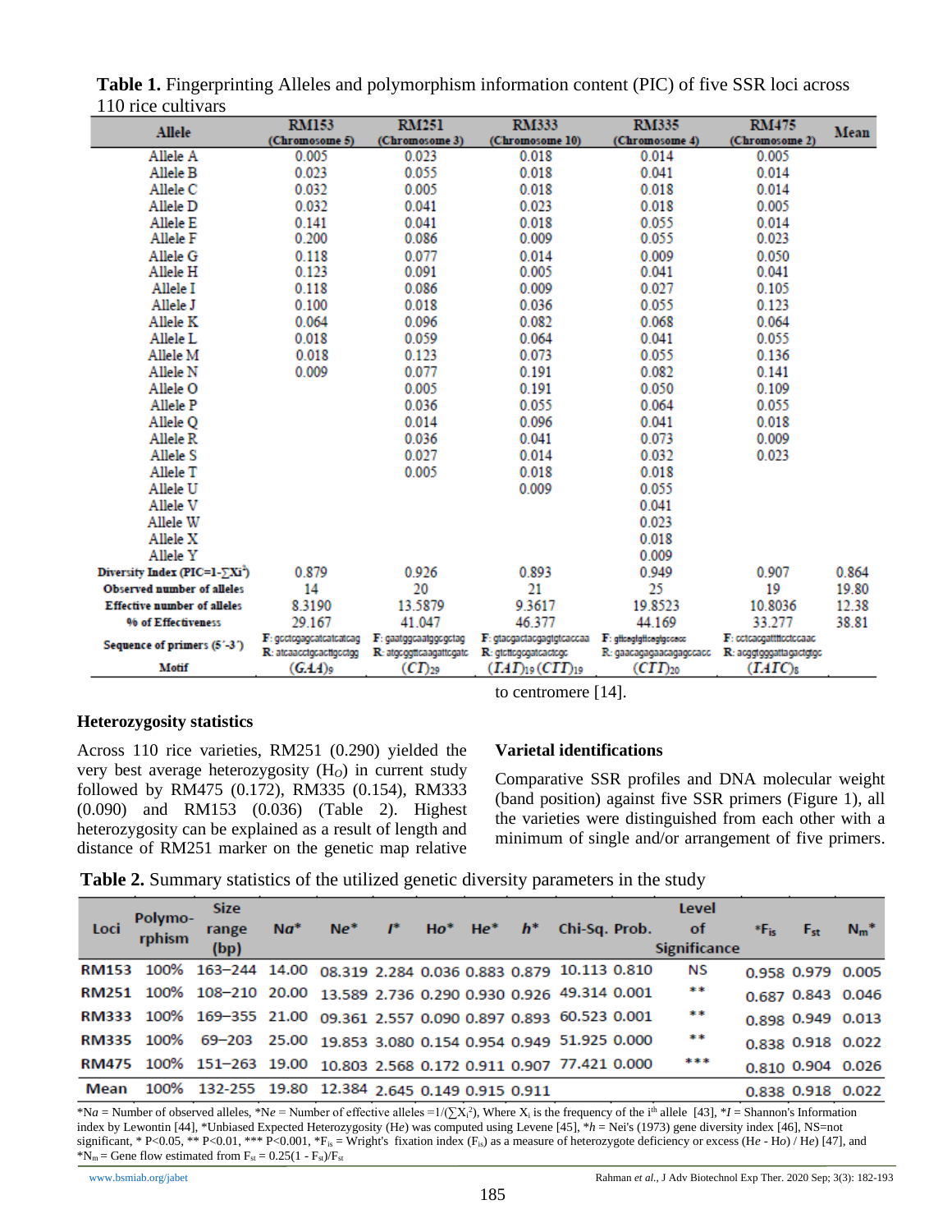**Table 1.** Fingerprinting Alleles and polymorphism information content (PIC) of five SSR loci across 110 rice cultivars

| Allele | RM153 (Chromosome 5) | RM251 (Chromosome 3) | RM333 (Chromosome 10) | RM335 (Chromosome 4) | RM475 (Chromosome 2) | Mean |
|---|---|---|---|---|---|---|
| Allele A | 0.005 | 0.023 | 0.018 | 0.014 | 0.005 | |
| Allele B | 0.023 | 0.055 | 0.018 | 0.041 | 0.014 | |
| Allele C | 0.032 | 0.005 | 0.018 | 0.018 | 0.014 | |
| Allele D | 0.032 | 0.041 | 0.023 | 0.018 | 0.005 | |
| Allele E | 0.141 | 0.041 | 0.018 | 0.055 | 0.014 | |
| Allele F | 0.200 | 0.086 | 0.009 | 0.055 | 0.023 | |
| Allele G | 0.118 | 0.077 | 0.014 | 0.009 | 0.050 | |
| Allele H | 0.123 | 0.091 | 0.005 | 0.041 | 0.041 | |
| Allele I | 0.118 | 0.086 | 0.009 | 0.027 | 0.105 | |
| Allele J | 0.100 | 0.018 | 0.036 | 0.055 | 0.123 | |
| Allele K | 0.064 | 0.096 | 0.082 | 0.068 | 0.064 | |
| Allele L | 0.018 | 0.059 | 0.064 | 0.041 | 0.055 | |
| Allele M | 0.018 | 0.123 | 0.073 | 0.055 | 0.136 | |
| Allele N | 0.009 | 0.077 | 0.191 | 0.082 | 0.141 | |
| Allele O | | 0.005 | 0.191 | 0.050 | 0.109 | |
| Allele P | | 0.036 | 0.055 | 0.064 | 0.055 | |
| Allele Q | | 0.014 | 0.096 | 0.041 | 0.018 | |
| Allele R | | 0.036 | 0.041 | 0.073 | 0.009 | |
| Allele S | | 0.027 | 0.014 | 0.032 | 0.023 | |
| Allele T | | 0.005 | 0.018 | 0.018 | | |
| Allele U | | | 0.009 | 0.055 | | |
| Allele V | | | | 0.041 | | |
| Allele W | | | | 0.023 | | |
| Allele X | | | | 0.018 | | |
| Allele Y | | | | 0.009 | | |
| Diversity Index (PIC=1-∑Xi²) | 0.879 | 0.926 | 0.893 | 0.949 | 0.907 | 0.864 |
| Observed number of alleles | 14 | 20 | 21 | 25 | 19 | 19.80 |
| Effective number of alleles | 8.3190 | 13.5879 | 9.3617 | 19.8523 | 10.8036 | 12.38 |
| % of Effectiveness | 29.167 | 41.047 | 46.377 | 44.169 | 33.277 | 38.81 |
| Sequence of primers (5´-3´) | F: gcctcgagcatcatcatcag R: atcaacctgcacttgcctgg | F: gaatggcaatggcgctag R: atgcggttcaagattcgatc | F: gtacgactacgagtgtcaccaa R: gtcttcgcgatcactcgc | F: gttcagtgttcagtgccacc R: gaacagagaacagagccacc | F: cctcacgatttcctccaac R: acggtgggattagactgtgc | |
| Motif | $(GAA)_9$ | $(CT)_{29}$ | $(TAT)_{19}(CTT)_{19}$ | $(CTT)_{20}$ | $(TATC)_8$ | |

### Heterozygosity statistics

Across 110 rice varieties, RM251 (0.290) yielded the very best average heterozygosity ($H_O$) in current study followed by RM475 (0.172), RM335 (0.154), RM333 (0.090) and RM153 (0.036) (Table 2). Highest heterozygosity can be explained as a result of length and distance of RM251 marker on the genetic map relative to centromere [14].

### Varietal identifications

Comparative SSR profiles and DNA molecular weight (band position) against five SSR primers (Figure 1), all the varieties were distinguished from each other with a minimum of single and/or arrangement of five primers.

**Table 2.** Summary statistics of the utilized genetic diversity parameters in the study

| Loci | Polymo-rphism | Size range (bp) | Na* | Ne* | I* | Ho* | He* | h* | Chi-Sq. | Prob. | Level of Significance | *$F_{is}$ | $F_{st}$ | $N_m$* |
|---|---|---|---|---|---|---|---|---|---|---|---|---|---|---|
| RM153 | 100% | 163–244 | 14.00 | 08.319 | 2.284 | 0.036 | 0.883 | 0.879 | 10.113 | 0.810 | NS | 0.958 | 0.979 | 0.005 |
| RM251 | 100% | 108–210 | 20.00 | 13.589 | 2.736 | 0.290 | 0.930 | 0.926 | 49.314 | 0.001 | ** | 0.687 | 0.843 | 0.046 |
| RM333 | 100% | 169–355 | 21.00 | 09.361 | 2.557 | 0.090 | 0.897 | 0.893 | 60.523 | 0.001 | ** | 0.898 | 0.949 | 0.013 |
| RM335 | 100% | 69–203 | 25.00 | 19.853 | 3.080 | 0.154 | 0.954 | 0.949 | 51.925 | 0.000 | ** | 0.838 | 0.918 | 0.022 |
| RM475 | 100% | 151–263 | 19.00 | 10.803 | 2.568 | 0.172 | 0.911 | 0.907 | 77.421 | 0.000 | *** | 0.810 | 0.904 | 0.026 |
| Mean | 100% | 132-255 | 19.80 | 12.384 | 2.645 | 0.149 | 0.915 | 0.911 | | | | 0.838 | 0.918 | 0.022 |

*N*a* = Number of observed alleles, *N*e* = Number of effective alleles $=1/(\sum X_i^2)$, Where $X_i$ is the frequency of the $i^{th}$ allele [43], **I* = Shannon's Information index by Lewontin [44], *Unbiased Expected Heterozygosity (H*e*) was computed using Levene [45], **h* = Nei's (1973) gene diversity index [46], NS=not significant, * P<0.05, ** P<0.01, *** P<0.001, *$F_{is}$ = Wright's fixation index ($F_{is}$) as a measure of heterozygote deficiency or excess (H*e* - Ho) / H*e*) [47], and *$N_m$ = Gene flow estimated from $F_{st} = 0.25(1 - F_{st})/F_{st}$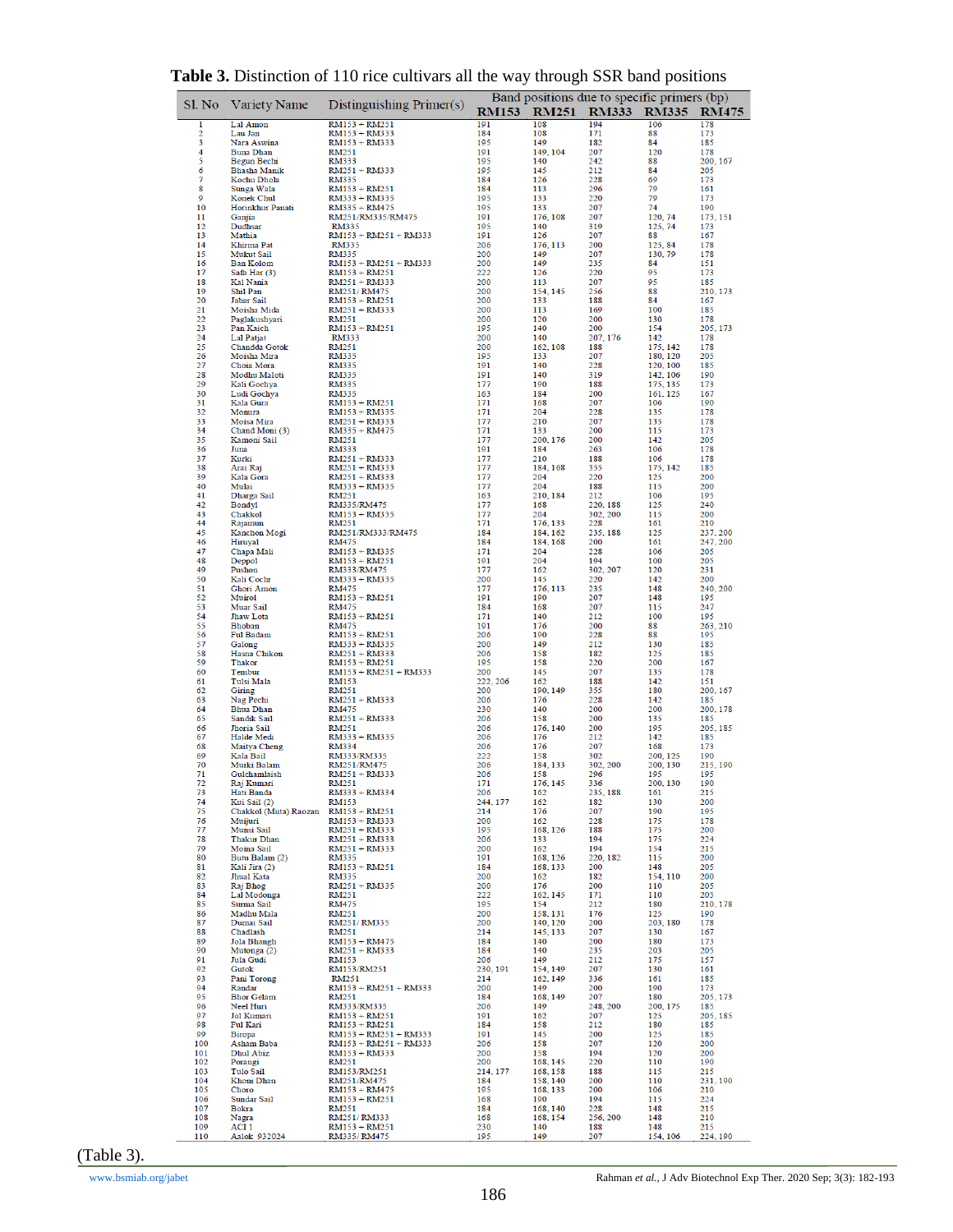**Table 3.** Distinction of 110 rice cultivars all the way through SSR band positions

| Sl. No | Variety Name | Distinguishing Primer(s) | Band positions due to specific primers (bp) | | | | |
|---|---|---|---|---|---|---|---|
| | | | RM153 | RM251 | RM333 | RM335 | RM475 |
| 1 | Lal Amon | RM153 + RM251 | 191 | 108 | 194 | 106 | 178 |
| 2 | Lau Jan | RM153 + RM333 | 184 | 108 | 171 | 88 | 173 |
| 3 | Nara Aswina | RM153 + RM333 | 195 | 149 | 182 | 84 | 185 |
| 4 | Buna Dhan | RM251 | 191 | 149, 104 | 207 | 120 | 178 |
| 5 | Begun Bechi | RM333 | 195 | 140 | 242 | 88 | 200, 167 |
| 6 | Bhasha Manik | RM251 + RM333 | 195 | 145 | 212 | 84 | 205 |
| 7 | Kochu Dhola | RM335 | 184 | 126 | 228 | 69 | 173 |
| 8 | Sunga Wala | RM153 + RM251 | 184 | 113 | 296 | 79 | 161 |
| 9 | Konek Chul | RM333 + RM335 | 195 | 133 | 220 | 79 | 173 |
| 10 | Horinkhur Panati | RM335 + RM475 | 195 | 133 | 207 | 74 | 190 |
| 11 | Ganjia | RM251/RM335/RM475 | 191 | 176, 108 | 207 | 120, 74 | 173, 151 |
| 12 | Dudhsar | RM335 | 195 | 140 | 319 | 125, 74 | 173 |
| 13 | Mathia | RM153 + RM251 + RM333 | 191 | 126 | 207 | 88 | 167 |
| 14 | Khirma Pat | RM335 | 206 | 176, 113 | 200 | 125, 84 | 178 |
| 15 | Mukut Sail | RM335 | 200 | 149 | 207 | 130, 79 | 178 |
| 16 | Ban Kolom | RM153 + RM251 + RM333 | 200 | 149 | 235 | 84 | 151 |
| 17 | Safa Har (3) | RM153 + RM251 | 222 | 126 | 220 | 95 | 173 |
| 18 | Kal Nania | RM251 + RM333 | 200 | 113 | 207 | 95 | 185 |
| 19 | Shil Pan | RM251/ RM475 | 200 | 154, 145 | 256 | 88 | 210, 173 |
| 20 | Jabar Sail | RM153 + RM251 | 200 | 133 | 188 | 84 | 167 |
| 21 | Moisha Mida | RM251 + RM333 | 200 | 113 | 169 | 100 | 185 |
| 22 | Paglakushyari | RM251 | 200 | 120 | 200 | 130 | 178 |
| 23 | Pan Kaich | RM153 + RM251 | 195 | 140 | 200 | 154 | 205, 173 |
| 24 | Lal Patjat | RM333 | 200 | 140 | 207, 176 | 142 | 178 |
| 25 | Chandda Gotok | RM251 | 200 | 162, 108 | 188 | 175, 142 | 178 |
| 26 | Moisha Mira | RM335 | 195 | 133 | 207 | 180, 120 | 205 |
| 27 | Choia Mora | RM335 | 191 | 140 | 228 | 120, 100 | 185 |
| 28 | Modhu Maloti | RM335 | 191 | 140 | 319 | 142, 106 | 190 |
| 29 | Kali Gochya | RM335 | 177 | 190 | 188 | 175, 135 | 173 |
| 30 | Ludi Gochya | RM335 | 163 | 184 | 200 | 161, 125 | 167 |
| 31 | Kala Gura | RM153 + RM251 | 171 | 168 | 207 | 106 | 190 |
| 32 | Monura | RM153 + RM335 | 171 | 204 | 228 | 135 | 178 |
| 33 | Moisa Mira | RM251 + RM333 | 177 | 210 | 207 | 135 | 178 |
| 34 | Chand Moni (3) | RM335 + RM475 | 171 | 133 | 200 | 115 | 173 |
| 35 | Kamoni Sail | RM251 | 177 | 200, 176 | 200 | 142 | 205 |
| 36 | Juna | RM333 | 191 | 184 | 263 | 106 | 178 |
| 37 | Kurki | RM251 + RM333 | 177 | 210 | 188 | 106 | 178 |
| 38 | Arai Raj | RM251 + RM333 | 177 | 184, 168 | 355 | 175, 142 | 185 |
| 39 | Kala Gora | RM251 + RM333 | 177 | 204 | 220 | 125 | 200 |
| 40 | Mulai | RM333 + RM335 | 177 | 204 | 188 | 115 | 200 |
| 41 | Dharga Sail | RM251 | 163 | 210, 184 | 212 | 106 | 195 |
| 42 | Bondyl | RM335/RM475 | 177 | 168 | 220, 188 | 125 | 240 |
| 43 | Chakkol | RM153 + RM335 | 177 | 204 | 302, 200 | 115 | 200 |
| 44 | Rajamun | RM251 | 171 | 176, 133 | 228 | 161 | 210 |
| 45 | Kanchon Mogi | RM251/RM333/RM475 | 184 | 184, 162 | 235, 188 | 125 | 237, 200 |
| 46 | Hiruyal | RM475 | 184 | 184, 168 | 200 | 161 | 247, 200 |
| 47 | Chapa Mali | RM153 + RM335 | 171 | 204 | 228 | 106 | 205 |
| 48 | Deppol | RM153 + RM251 | 191 | 204 | 194 | 100 | 205 |
| 49 | Pushon | RM333/RM475 | 177 | 162 | 302, 207 | 120 | 231 |
| 50 | Kali Cochr | RM333 + RM335 | 200 | 145 | 220 | 142 | 200 |
| 51 | Ghori Amon | RM475 | 177 | 176, 113 | 235 | 148 | 240, 200 |
| 52 | Muirol | RM153 + RM251 | 191 | 190 | 207 | 148 | 195 |
| 53 | Muar Sail | RM475 | 184 | 168 | 207 | 115 | 247 |
| 54 | Jhaw Lota | RM153 + RM251 | 171 | 140 | 212 | 100 | 195 |
| 55 | Bhoban | RM475 | 191 | 176 | 200 | 88 | 263, 210 |
| 56 | Ful Badam | RM153 + RM251 | 206 | 190 | 228 | 88 | 195 |
| 57 | Galong | RM333 + RM335 | 200 | 149 | 212 | 130 | 185 |
| 58 | Hasna Chikon | RM251 + RM333 | 206 | 158 | 182 | 125 | 185 |
| 59 | Thakor | RM153 + RM251 | 195 | 158 | 220 | 200 | 167 |
| 60 | Tembur | RM153 + RM251 + RM333 | 200 | 145 | 207 | 135 | 178 |
| 61 | Tulsi Mala | RM153 | 222, 206 | 162 | 188 | 142 | 151 |
| 62 | Giring | RM251 | 200 | 190, 149 | 355 | 180 | 200, 167 |
| 63 | Nag Pechi | RM251 + RM333 | 206 | 176 | 228 | 142 | 185 |
| 64 | Bhua Dhan | RM475 | 230 | 140 | 200 | 200 | 200, 178 |
| 65 | Sandik Sail | RM251 + RM333 | 206 | 158 | 200 | 135 | 185 |
| 66 | Jhoria Sail | RM251 | 206 | 176, 140 | 200 | 195 | 205, 185 |
| 67 | Halde Medi | RM333 + RM335 | 206 | 176 | 212 | 142 | 185 |
| 68 | Maitya Cheng | RM334 | 206 | 176 | 207 | 168 | 173 |
| 69 | Kala Bail | RM333/RM335 | 222 | 158 | 302 | 200, 125 | 190 |
| 70 | Murki Balam | RM251/RM475 | 206 | 184, 133 | 302, 200 | 200, 130 | 215, 190 |
| 71 | Gulchamlaish | RM251 + RM333 | 206 | 158 | 296 | 195 | 195 |
| 72 | Raj Kumari | RM251 | 171 | 176, 145 | 336 | 200, 130 | 190 |
| 73 | Hati Banda | RM333 + RM334 | 206 | 162 | 235, 188 | 161 | 215 |
| 74 | Kui Sail (2) | RM153 | 244, 177 | 162 | 182 | 130 | 200 |
| 75 | Chakkol (Muta) Raozan | RM153 + RM251 | 214 | 176 | 207 | 190 | 195 |
| 76 | Muijuri | RM153 + RM333 | 200 | 162 | 228 | 175 | 178 |
| 77 | Munsi Sail | RM251 + RM333 | 195 | 168, 126 | 188 | 175 | 200 |
| 78 | Thakur Dhan | RM251 + RM333 | 206 | 133 | 194 | 175 | 224 |
| 79 | Moina Sail | RM251 + RM333 | 200 | 162 | 194 | 154 | 215 |
| 80 | Butu Balam (2) | RM335 | 191 | 168, 126 | 220, 182 | 115 | 200 |
| 81 | Kali Jira (2) | RM153 + RM251 | 184 | 168, 133 | 200 | 148 | 205 |
| 82 | Jhual Kata | RM335 | 200 | 162 | 182 | 154, 110 | 200 |
| 83 | Raj Bhog | RM251 + RM335 | 200 | 176 | 200 | 110 | 205 |
| 84 | Lal Modonga | RM251 | 222 | 162, 145 | 171 | 110 | 205 |
| 85 | Surma Sail | RM475 | 195 | 154 | 212 | 180 | 210, 178 |
| 86 | Madhu Mala | RM251 | 200 | 158, 131 | 176 | 125 | 190 |
| 87 | Dumai Sail | RM251/ RM335 | 200 | 140, 120 | 200 | 203, 180 | 178 |
| 88 | Chadlash | RM251 | 214 | 145, 133 | 207 | 130 | 167 |
| 89 | Jola Bhangh | RM153 + RM475 | 184 | 140 | 200 | 180 | 173 |
| 90 | Mutonga (2) | RM251 + RM333 | 184 | 140 | 235 | 203 | 205 |
| 91 | Jula Gudi | RM153 | 206 | 149 | 212 | 175 | 157 |
| 92 | Gutok | RM153/RM251 | 230, 191 | 154, 149 | 207 | 130 | 161 |
| 93 | Pani Torong | RM251 | 214 | 162, 149 | 336 | 161 | 185 |
| 94 | Randar | RM153 + RM251 + RM333 | 200 | 149 | 200 | 190 | 173 |
| 95 | Bhor Gelam | RM251 | 184 | 168, 149 | 207 | 180 | 205, 173 |
| 96 | Neel Huri | RM333/RM335 | 206 | 149 | 248, 200 | 200, 175 | 185 |
| 97 | Jol Kumari | RM153 + RM251 | 191 | 162 | 207 | 125 | 205, 185 |
| 98 | Ful Kari | RM153 + RM251 | 184 | 158 | 212 | 180 | 185 |
| 99 | Biropa | RM153 + RM251 + RM333 | 191 | 145 | 200 | 125 | 185 |
| 100 | Asham Baba | RM153 + RM251 + RM333 | 206 | 158 | 207 | 120 | 200 |
| 101 | Dhul Abiz | RM153 + RM333 | 200 | 158 | 194 | 120 | 200 |
| 102 | Porangi | RM251 | 200 | 168, 145 | 220 | 110 | 190 |
| 103 | Tulo Sail | RM153/RM251 | 214, 177 | 168, 158 | 188 | 115 | 215 |
| 104 | Khoni Dhan | RM251/RM475 | 184 | 158, 140 | 200 | 110 | 231, 190 |
| 105 | Choro | RM153 + RM475 | 195 | 168, 133 | 200 | 106 | 210 |
| 106 | Sundar Sail | RM153 + RM251 | 168 | 190 | 194 | 115 | 224 |
| 107 | Bokra | RM251 | 184 | 168, 140 | 228 | 148 | 215 |
| 108 | Nagra | RM251/ RM333 | 168 | 168, 154 | 256, 200 | 148 | 210 |
| 109 | ACI 1 | RM153 + RM251 | 230 | 140 | 188 | 148 | 215 |
| 110 | Aalok 932024 | RM335/ RM475 | 195 | 149 | 207 | 154, 106 | 224, 190 |

(Table 3).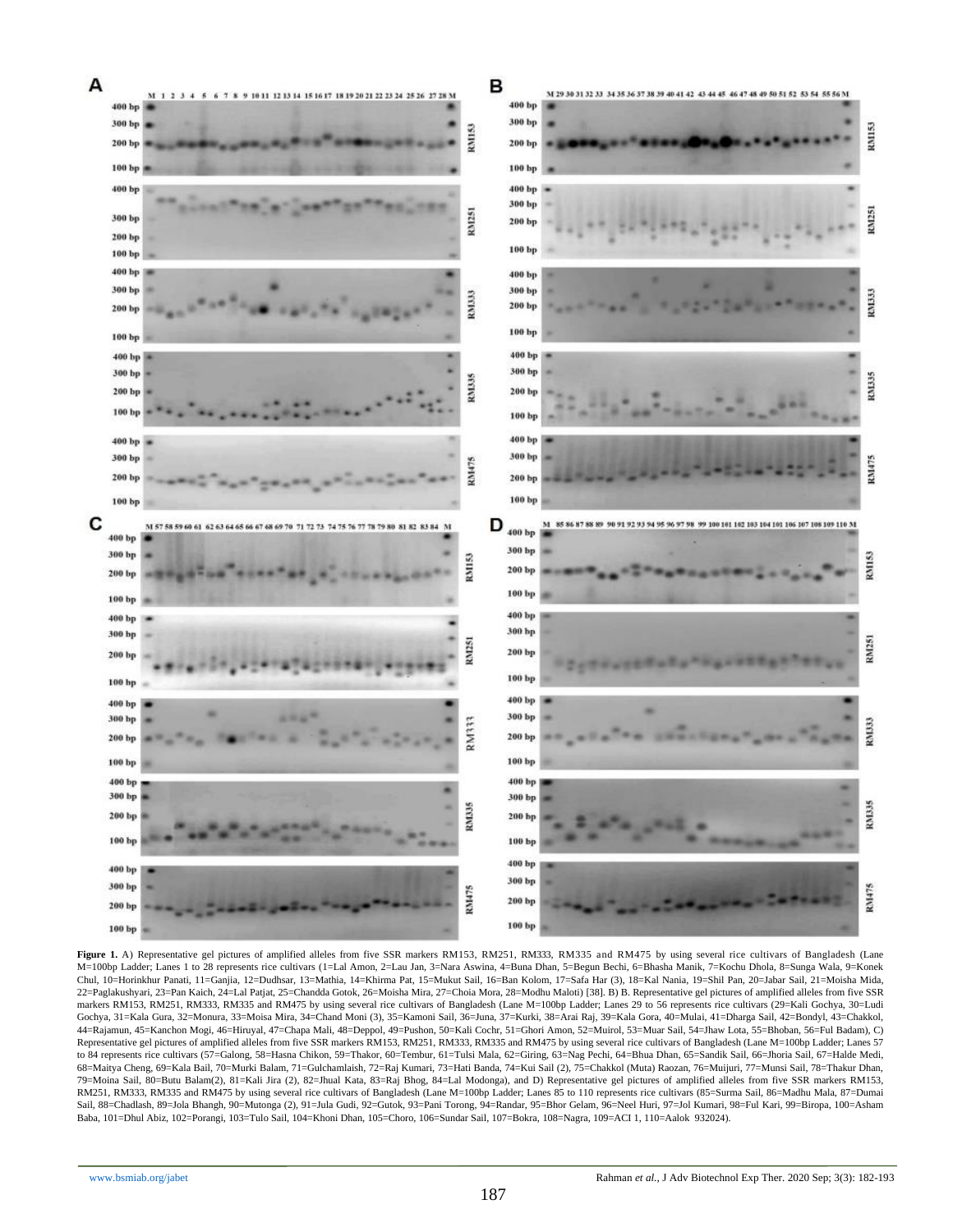**Figure 1.** A) Representative gel pictures of amplified alleles from five SSR markers RM153, RM251, RM333, RM335 and RM475 by using several rice cultivars of Bangladesh (Lane M=100bp Ladder; Lanes 1 to 28 represents rice cultivars (1=Lal Amon, 2=Lau Jan, 3=Nara Aswina, 4=Buna Dhan, 5=Begun Bechi, 6=Bhasha Manik, 7=Kochu Dhola, 8=Sunga Wala, 9=Konek Chul, 10=Horinkhur Panati, 11=Ganjia, 12=Dudhsar, 13=Mathia, 14=Khirma Pat, 15=Mukut Sail, 16=Ban Kolom, 17=Safa Har (3), 18=Kal Nania, 19=Shil Pan, 20=Jabar Sail, 21=Moisha Mida, 22=Paglakushyari, 23=Pan Kaich, 24=Lal Patjat, 25=Chandda Gotok, 26=Moisha Mira, 27=Choia Mora, 28=Modhu Maloti) [38]. B) B. Representative gel pictures of amplified alleles from five SSR markers RM153, RM251, RM333, RM335 and RM475 by using several rice cultivars of Bangladesh (Lane M=100bp Ladder; Lanes 29 to 56 represents rice cultivars (29=Kali Gochya, 30=Ludi Gochya, 31=Kala Gura, 32=Monura, 33=Moisa Mira, 34=Chand Moni (3), 35=Kamoni Sail, 36=Juna, 37=Kurki, 38=Arai Raj, 39=Kala Gora, 40=Mulai, 41=Dharga Sail, 42=Bondyl, 43=Chakkol, 44=Rajamun, 45=Kanchon Mogi, 46=Hiruyal, 47=Chapa Mali, 48=Deppol, 49=Pushon, 50=Kali Cochr, 51=Ghori Amon, 52=Muirol, 53=Muar Sail, 54=Jhaw Lota, 55=Bhoban, 56=Ful Badam), C) Representative gel pictures of amplified alleles from five SSR markers RM153, RM251, RM333, RM335 and RM475 by using several rice cultivars of Bangladesh (Lane M=100bp Ladder; Lanes 57 to 84 represents rice cultivars (57=Galong, 58=Hasna Chikon, 59=Thakor, 60=Tembur, 61=Tulsi Mala, 62=Giring, 63=Nag Pechi, 64=Bhua Dhan, 65=Sandik Sail, 66=Jhoria Sail, 67=Halde Medi, 68=Maitya Cheng, 69=Kala Bail, 70=Murki Balam, 71=Gulchamlaish, 72=Raj Kumari, 73=Hati Banda, 74=Kui Sail (2), 75=Chakkol (Muta) Raozan, 76=Muijuri, 77=Munsi Sail, 78=Thakur Dhan, 79=Moina Sail, 80=Butu Balam(2), 81=Kali Jira (2), 82=Jhual Kata, 83=Raj Bhog, 84=Lal Modonga), and D) Representative gel pictures of amplified alleles from five SSR markers RM153, RM251, RM333, RM335 and RM475 by using several rice cultivars of Bangladesh (Lane M=100bp Ladder; Lanes 85 to 110 represents rice cultivars (85=Surma Sail, 86=Madhu Mala, 87=Dumai Sail, 88=Chadlash, 89=Jola Bhangh, 90=Mutonga (2), 91=Jula Gudi, 92=Gutok, 93=Pani Torong, 94=Randar, 95=Bhor Gelam, 96=Neel Huri, 97=Jol Kumari, 98=Ful Kari, 99=Biropa, 100=Asham Baba, 101=Dhul Abiz, 102=Porangi, 103=Tulo Sail, 104=Khoni Dhan, 105=Choro, 106=Sundar Sail, 107=Bokra, 108=Nagra, 109=ACI 1, 110=Aalok 932024).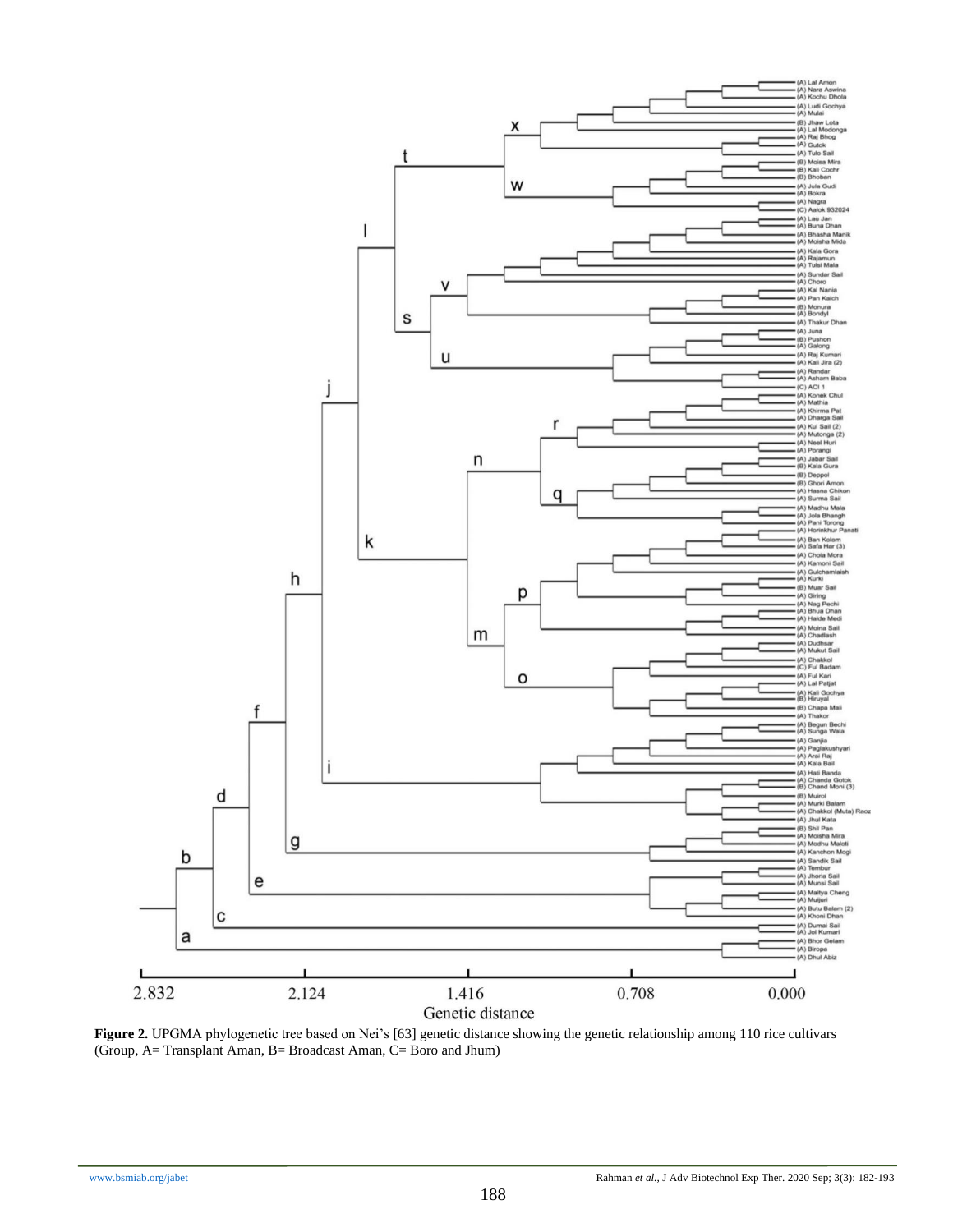**Figure 2.** UPGMA phylogenetic tree based on Nei's [63] genetic distance showing the genetic relationship among 110 rice cultivars (Group, A= Transplant Aman, B= Broadcast Aman, C= Boro and Jhum)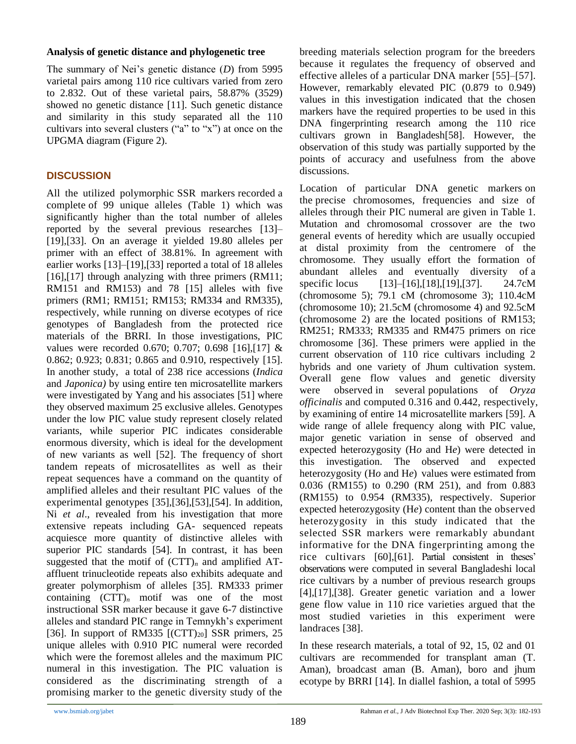**Analysis of genetic distance and phylogenetic tree**

The summary of Nei's genetic distance (*D*) from 5995 varietal pairs among 110 rice cultivars varied from zero to 2.832. Out of these varietal pairs, 58.87% (3529) showed no genetic distance [11]. Such genetic distance and similarity in this study separated all the 110 cultivars into several clusters ("a" to "x") at once on the UPGMA diagram (Figure 2).

## DISCUSSION

All the utilized polymorphic SSR markers recorded a complete of 99 unique alleles (Table 1) which was significantly higher than the total number of alleles reported by the several previous researches [13]–[19],[33]. On an average it yielded 19.80 alleles per primer with an effect of 38.81%. In agreement with earlier works [13]–[19],[33] reported a total of 18 alleles [16],[17] through analyzing with three primers (RM11; RM151 and RM153) and 78 [15] alleles with five primers (RM1; RM151; RM153; RM334 and RM335), respectively, while running on diverse ecotypes of rice genotypes of Bangladesh from the protected rice materials of the BRRI. In those investigations, PIC values were recorded 0.670; 0.707; 0.698 [16],[17] & 0.862; 0.923; 0.831; 0.865 and 0.910, respectively [15]. In another study, a total of 238 rice accessions (*Indica* and *Japonica)* by using entire ten microsatellite markers were investigated by Yang and his associates [51] where they observed maximum 25 exclusive alleles. Genotypes under the low PIC value study represent closely related variants, while superior PIC indicates considerable enormous diversity, which is ideal for the development of new variants as well [52]. The frequency of short tandem repeats of microsatellites as well as their repeat sequences have a command on the quantity of amplified alleles and their resultant PIC values of the experimental genotypes [35],[36],[53],[54]. In addition, Ni *et al*., revealed from his investigation that more extensive repeats including GA- sequenced repeats acquiesce more quantity of distinctive alleles with superior PIC standards [54]. In contrast, it has been suggested that the motif of $(CTT)_n$ and amplified AT-affluent trinucleotide repeats also exhibits adequate and greater polymorphism of alleles [35]. RM333 primer containing $(CTT)_n$ motif was one of the most instructional SSR marker because it gave 6-7 distinctive alleles and standard PIC range in Temnykh's experiment [36]. In support of RM335 [$(CTT)_{20}$] SSR primers, 25 unique alleles with 0.910 PIC numeral were recorded which were the foremost alleles and the maximum PIC numeral in this investigation. The PIC valuation is considered as the discriminating strength of a promising marker to the genetic diversity study of the breeding materials selection program for the breeders because it regulates the frequency of observed and effective alleles of a particular DNA marker [55]–[57]. However, remarkably elevated PIC (0.879 to 0.949) values in this investigation indicated that the chosen markers have the required properties to be used in this DNA fingerprinting research among the 110 rice cultivars grown in Bangladesh[58]. However, the observation of this study was partially supported by the points of accuracy and usefulness from the above discussions.

Location of particular DNA genetic markers on the precise chromosomes, frequencies and size of alleles through their PIC numeral are given in Table 1. Mutation and chromosomal crossover are the two general events of heredity which are usually occupied at distal proximity from the centromere of the chromosome. They usually effort the formation of abundant alleles and eventually diversity of a specific locus [13]–[16],[18],[19],[37]. 24.7cM (chromosome 5); 79.1 cM (chromosome 3); 110.4cM (chromosome 10); 21.5cM (chromosome 4) and 92.5cM (chromosome 2) are the located positions of RM153; RM251; RM333; RM335 and RM475 primers on rice chromosome [36]. These primers were applied in the current observation of 110 rice cultivars including 2 hybrids and one variety of Jhum cultivation system. Overall gene flow values and genetic diversity were observed in several populations of *Oryza officinalis* and computed 0.316 and 0.442, respectively, by examining of entire 14 microsatellite markers [59]. A wide range of allele frequency along with PIC value, major genetic variation in sense of observed and expected heterozygosity (H*o* and H*e*) were detected in this investigation. The observed and expected heterozygosity (H*o* and H*e*) values were estimated from 0.036 (RM155) to 0.290 (RM 251), and from 0.883 (RM155) to 0.954 (RM335), respectively. Superior expected heterozygosity (H*e*) content than the observed heterozygosity in this study indicated that the selected SSR markers were remarkably abundant informative for the DNA fingerprinting among the rice cultivars [60],[61]. Partial consistent in theses' observations were computed in several Bangladeshi local rice cultivars by a number of previous research groups [4],[17],[38]. Greater genetic variation and a lower gene flow value in 110 rice varieties argued that the most studied varieties in this experiment were landraces [38].

In these research materials, a total of 92, 15, 02 and 01 cultivars are recommended for transplant aman (T. Aman), broadcast aman (B. Aman), boro and jhum ecotype by BRRI [14]. In diallel fashion, a total of 5995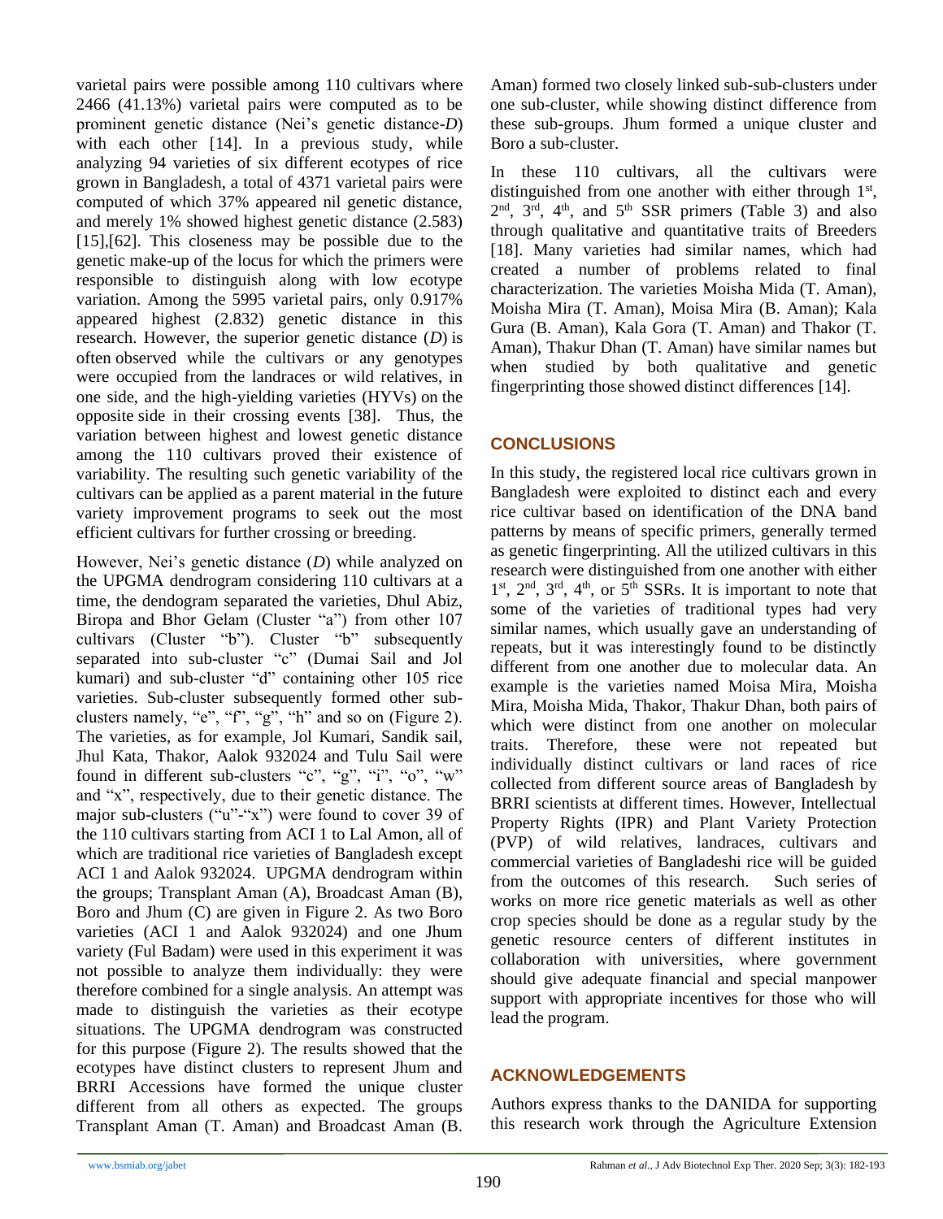varietal pairs were possible among 110 cultivars where 2466 (41.13%) varietal pairs were computed as to be prominent genetic distance (Nei's genetic distance-*D*) with each other [14]. In a previous study, while analyzing 94 varieties of six different ecotypes of rice grown in Bangladesh, a total of 4371 varietal pairs were computed of which 37% appeared nil genetic distance, and merely 1% showed highest genetic distance (2.583) [15],[62]. This closeness may be possible due to the genetic make-up of the locus for which the primers were responsible to distinguish along with low ecotype variation. Among the 5995 varietal pairs, only 0.917% appeared highest (2.832) genetic distance in this research. However, the superior genetic distance (*D*) is often observed while the cultivars or any genotypes were occupied from the landraces or wild relatives, in one side, and the high-yielding varieties (HYVs) on the opposite side in their crossing events [38]. Thus, the variation between highest and lowest genetic distance among the 110 cultivars proved their existence of variability. The resulting such genetic variability of the cultivars can be applied as a parent material in the future variety improvement programs to seek out the most efficient cultivars for further crossing or breeding.

However, Nei's genetic distance (*D*) while analyzed on the UPGMA dendrogram considering 110 cultivars at a time, the dendogram separated the varieties, Dhul Abiz, Biropa and Bhor Gelam (Cluster "a") from other 107 cultivars (Cluster "b"). Cluster "b" subsequently separated into sub-cluster "c" (Dumai Sail and Jol kumari) and sub-cluster "d" containing other 105 rice varieties. Sub-cluster subsequently formed other sub-clusters namely, "e", "f", "g", "h" and so on (Figure 2). The varieties, as for example, Jol Kumari, Sandik sail, Jhul Kata, Thakor, Aalok 932024 and Tulu Sail were found in different sub-clusters "c", "g", "i", "o", "w" and "x", respectively, due to their genetic distance. The major sub-clusters ("u"-"x") were found to cover 39 of the 110 cultivars starting from ACI 1 to Lal Amon, all of which are traditional rice varieties of Bangladesh except ACI 1 and Aalok 932024. UPGMA dendrogram within the groups; Transplant Aman (A), Broadcast Aman (B), Boro and Jhum (C) are given in Figure 2. As two Boro varieties (ACI 1 and Aalok 932024) and one Jhum variety (Ful Badam) were used in this experiment it was not possible to analyze them individually: they were therefore combined for a single analysis. An attempt was made to distinguish the varieties as their ecotype situations. The UPGMA dendrogram was constructed for this purpose (Figure 2). The results showed that the ecotypes have distinct clusters to represent Jhum and BRRI Accessions have formed the unique cluster different from all others as expected. The groups Transplant Aman (T. Aman) and Broadcast Aman (B. Aman) formed two closely linked sub-sub-clusters under one sub-cluster, while showing distinct difference from these sub-groups. Jhum formed a unique cluster and Boro a sub-cluster.

In these 110 cultivars, all the cultivars were distinguished from one another with either through 1st, 2nd, 3rd, 4th, and 5th SSR primers (Table 3) and also through qualitative and quantitative traits of Breeders [18]. Many varieties had similar names, which had created a number of problems related to final characterization. The varieties Moisha Mida (T. Aman), Moisha Mira (T. Aman), Moisa Mira (B. Aman); Kala Gura (B. Aman), Kala Gora (T. Aman) and Thakor (T. Aman), Thakur Dhan (T. Aman) have similar names but when studied by both qualitative and genetic fingerprinting those showed distinct differences [14].

## CONCLUSIONS

In this study, the registered local rice cultivars grown in Bangladesh were exploited to distinct each and every rice cultivar based on identification of the DNA band patterns by means of specific primers, generally termed as genetic fingerprinting. All the utilized cultivars in this research were distinguished from one another with either 1st, 2nd, 3rd, 4th, or 5th SSRs. It is important to note that some of the varieties of traditional types had very similar names, which usually gave an understanding of repeats, but it was interestingly found to be distinctly different from one another due to molecular data. An example is the varieties named Moisa Mira, Moisha Mira, Moisha Mida, Thakor, Thakur Dhan, both pairs of which were distinct from one another on molecular traits. Therefore, these were not repeated but individually distinct cultivars or land races of rice collected from different source areas of Bangladesh by BRRI scientists at different times. However, Intellectual Property Rights (IPR) and Plant Variety Protection (PVP) of wild relatives, landraces, cultivars and commercial varieties of Bangladeshi rice will be guided from the outcomes of this research. Such series of works on more rice genetic materials as well as other crop species should be done as a regular study by the genetic resource centers of different institutes in collaboration with universities, where government should give adequate financial and special manpower support with appropriate incentives for those who will lead the program.

## ACKNOWLEDGEMENTS

Authors express thanks to the DANIDA for supporting this research work through the Agriculture Extension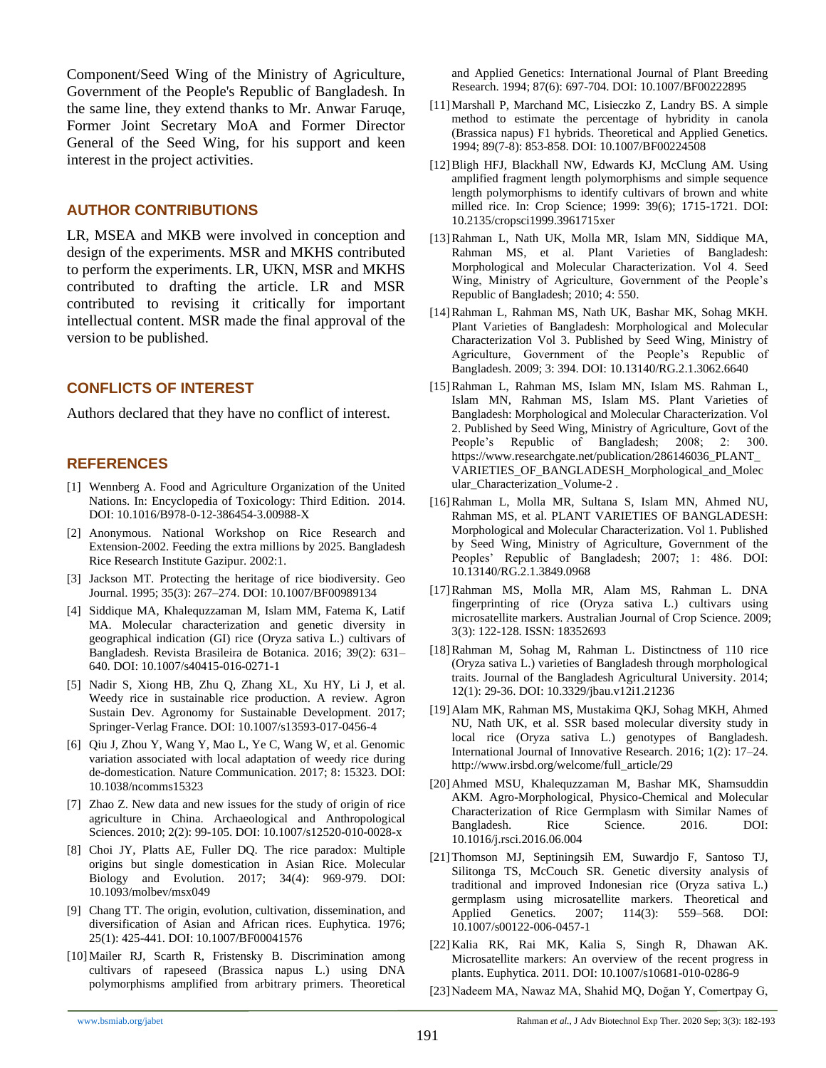Component/Seed Wing of the Ministry of Agriculture, Government of the People's Republic of Bangladesh. In the same line, they extend thanks to Mr. Anwar Faruqe, Former Joint Secretary MoA and Former Director General of the Seed Wing, for his support and keen interest in the project activities.

## AUTHOR CONTRIBUTIONS

LR, MSEA and MKB were involved in conception and design of the experiments. MSR and MKHS contributed to perform the experiments. LR, UKN, MSR and MKHS contributed to drafting the article. LR and MSR contributed to revising it critically for important intellectual content. MSR made the final approval of the version to be published.

## CONFLICTS OF INTEREST

Authors declared that they have no conflict of interest.

## REFERENCES

[1] Wennberg A. Food and Agriculture Organization of the United Nations. In: Encyclopedia of Toxicology: Third Edition. 2014. DOI: 10.1016/B978-0-12-386454-3.00988-X

[2] Anonymous. National Workshop on Rice Research and Extension-2002. Feeding the extra millions by 2025. Bangladesh Rice Research Institute Gazipur. 2002:1.

[3] Jackson MT. Protecting the heritage of rice biodiversity. Geo Journal. 1995; 35(3): 267–274. DOI: 10.1007/BF00989134

[4] Siddique MA, Khalequzzaman M, Islam MM, Fatema K, Latif MA. Molecular characterization and genetic diversity in geographical indication (GI) rice (Oryza sativa L.) cultivars of Bangladesh. Revista Brasileira de Botanica. 2016; 39(2): 631–640. DOI: 10.1007/s40415-016-0271-1

[5] Nadir S, Xiong HB, Zhu Q, Zhang XL, Xu HY, Li J, et al. Weedy rice in sustainable rice production. A review. Agron Sustain Dev. Agronomy for Sustainable Development. 2017; Springer-Verlag France. DOI: 10.1007/s13593-017-0456-4

[6] Qiu J, Zhou Y, Wang Y, Mao L, Ye C, Wang W, et al. Genomic variation associated with local adaptation of weedy rice during de-domestication. Nature Communication. 2017; 8: 15323. DOI: 10.1038/ncomms15323

[7] Zhao Z. New data and new issues for the study of origin of rice agriculture in China. Archaeological and Anthropological Sciences. 2010; 2(2): 99-105. DOI: 10.1007/s12520-010-0028-x

[8] Choi JY, Platts AE, Fuller DQ. The rice paradox: Multiple origins but single domestication in Asian Rice. Molecular Biology and Evolution. 2017; 34(4): 969-979. DOI: 10.1093/molbev/msx049

[9] Chang TT. The origin, evolution, cultivation, dissemination, and diversification of Asian and African rices. Euphytica. 1976; 25(1): 425-441. DOI: 10.1007/BF00041576

[10] Mailer RJ, Scarth R, Fristensky B. Discrimination among cultivars of rapeseed (Brassica napus L.) using DNA polymorphisms amplified from arbitrary primers. Theoretical and Applied Genetics: International Journal of Plant Breeding Research. 1994; 87(6): 697-704. DOI: 10.1007/BF00222895

[11] Marshall P, Marchand MC, Lisieczko Z, Landry BS. A simple method to estimate the percentage of hybridity in canola (Brassica napus) F1 hybrids. Theoretical and Applied Genetics. 1994; 89(7-8): 853-858. DOI: 10.1007/BF00224508

[12] Bligh HFJ, Blackhall NW, Edwards KJ, McClung AM. Using amplified fragment length polymorphisms and simple sequence length polymorphisms to identify cultivars of brown and white milled rice. In: Crop Science; 1999: 39(6); 1715-1721. DOI: 10.2135/cropsci1999.3961715xer

[13] Rahman L, Nath UK, Molla MR, Islam MN, Siddique MA, Rahman MS, et al. Plant Varieties of Bangladesh: Morphological and Molecular Characterization. Vol 4. Seed Wing, Ministry of Agriculture, Government of the People's Republic of Bangladesh; 2010; 4: 550.

[14] Rahman L, Rahman MS, Nath UK, Bashar MK, Sohag MKH. Plant Varieties of Bangladesh: Morphological and Molecular Characterization Vol 3. Published by Seed Wing, Ministry of Agriculture, Government of the People's Republic of Bangladesh. 2009; 3: 394. DOI: 10.13140/RG.2.1.3062.6640

[15] Rahman L, Rahman MS, Islam MN, Islam MS. Rahman L, Islam MN, Rahman MS, Islam MS. Plant Varieties of Bangladesh: Morphological and Molecular Characterization. Vol 2. Published by Seed Wing, Ministry of Agriculture, Govt of the People's Republic of Bangladesh; 2008; 2: 300. https://www.researchgate.net/publication/286146036_PLANT_VARIETIES_OF_BANGLADESH_Morphological_and_Molecular_Characterization_Volume-2 .

[16] Rahman L, Molla MR, Sultana S, Islam MN, Ahmed NU, Rahman MS, et al. PLANT VARIETIES OF BANGLADESH: Morphological and Molecular Characterization. Vol 1. Published by Seed Wing, Ministry of Agriculture, Government of the Peoples' Republic of Bangladesh; 2007; 1: 486. DOI: 10.13140/RG.2.1.3849.0968

[17] Rahman MS, Molla MR, Alam MS, Rahman L. DNA fingerprinting of rice (Oryza sativa L.) cultivars using microsatellite markers. Australian Journal of Crop Science. 2009; 3(3): 122-128. ISSN: 18352693

[18] Rahman M, Sohag M, Rahman L. Distinctness of 110 rice (Oryza sativa L.) varieties of Bangladesh through morphological traits. Journal of the Bangladesh Agricultural University. 2014; 12(1): 29-36. DOI: 10.3329/jbau.v12i1.21236

[19] Alam MK, Rahman MS, Mustakima QKJ, Sohag MKH, Ahmed NU, Nath UK, et al. SSR based molecular diversity study in local rice (Oryza sativa L.) genotypes of Bangladesh. International Journal of Innovative Research. 2016; 1(2): 17–24. http://www.irsbd.org/welcome/full_article/29

[20] Ahmed MSU, Khalequzzaman M, Bashar MK, Shamsuddin AKM. Agro-Morphological, Physico-Chemical and Molecular Characterization of Rice Germplasm with Similar Names of Bangladesh. Rice Science. 2016. DOI: 10.1016/j.rsci.2016.06.004

[21] Thomson MJ, Septiningsih EM, Suwardjo F, Santoso TJ, Silitonga TS, McCouch SR. Genetic diversity analysis of traditional and improved Indonesian rice (Oryza sativa L.) germplasm using microsatellite markers. Theoretical and Applied Genetics. 2007; 114(3): 559–568. DOI: 10.1007/s00122-006-0457-1

[22] Kalia RK, Rai MK, Kalia S, Singh R, Dhawan AK. Microsatellite markers: An overview of the recent progress in plants. Euphytica. 2011. DOI: 10.1007/s10681-010-0286-9

[23] Nadeem MA, Nawaz MA, Shahid MQ, Doğan Y, Comertpay G,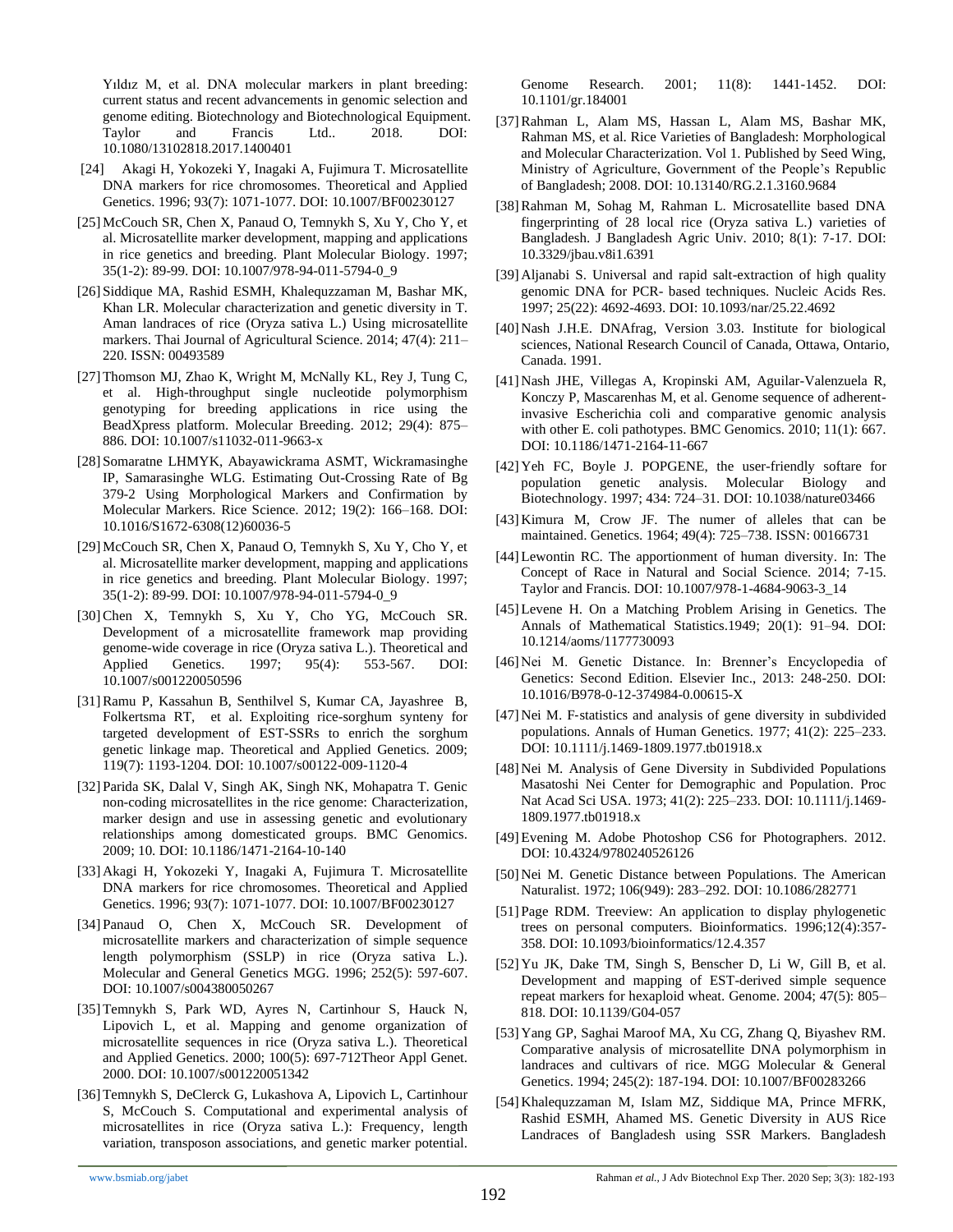Yıldız M, et al. DNA molecular markers in plant breeding: current status and recent advancements in genomic selection and genome editing. Biotechnology and Biotechnological Equipment. Taylor and Francis Ltd.. 2018. DOI: 10.1080/13102818.2017.1400401

[24] Akagi H, Yokozeki Y, Inagaki A, Fujimura T. Microsatellite DNA markers for rice chromosomes. Theoretical and Applied Genetics. 1996; 93(7): 1071-1077. DOI: 10.1007/BF00230127

[25] McCouch SR, Chen X, Panaud O, Temnykh S, Xu Y, Cho Y, et al. Microsatellite marker development, mapping and applications in rice genetics and breeding. Plant Molecular Biology. 1997; 35(1-2): 89-99. DOI: 10.1007/978-94-011-5794-0_9

[26] Siddique MA, Rashid ESMH, Khalequzzaman M, Bashar MK, Khan LR. Molecular characterization and genetic diversity in T. Aman landraces of rice (Oryza sativa L.) Using microsatellite markers. Thai Journal of Agricultural Science. 2014; 47(4): 211–220. ISSN: 00493589

[27] Thomson MJ, Zhao K, Wright M, McNally KL, Rey J, Tung C, et al. High-throughput single nucleotide polymorphism genotyping for breeding applications in rice using the BeadXpress platform. Molecular Breeding. 2012; 29(4): 875–886. DOI: 10.1007/s11032-011-9663-x

[28] Somaratne LHMYK, Abayawickrama ASMT, Wickramasinghe IP, Samarasinghe WLG. Estimating Out-Crossing Rate of Bg 379-2 Using Morphological Markers and Confirmation by Molecular Markers. Rice Science. 2012; 19(2): 166–168. DOI: 10.1016/S1672-6308(12)60036-5

[29] McCouch SR, Chen X, Panaud O, Temnykh S, Xu Y, Cho Y, et al. Microsatellite marker development, mapping and applications in rice genetics and breeding. Plant Molecular Biology. 1997; 35(1-2): 89-99. DOI: 10.1007/978-94-011-5794-0_9

[30] Chen X, Temnykh S, Xu Y, Cho YG, McCouch SR. Development of a microsatellite framework map providing genome-wide coverage in rice (Oryza sativa L.). Theoretical and Applied Genetics. 1997; 95(4): 553-567. DOI: 10.1007/s001220050596

[31] Ramu P, Kassahun B, Senthilvel S, Kumar CA, Jayashree B, Folkertsma RT, et al. Exploiting rice-sorghum synteny for targeted development of EST-SSRs to enrich the sorghum genetic linkage map. Theoretical and Applied Genetics. 2009; 119(7): 1193-1204. DOI: 10.1007/s00122-009-1120-4

[32] Parida SK, Dalal V, Singh AK, Singh NK, Mohapatra T. Genic non-coding microsatellites in the rice genome: Characterization, marker design and use in assessing genetic and evolutionary relationships among domesticated groups. BMC Genomics. 2009; 10. DOI: 10.1186/1471-2164-10-140

[33] Akagi H, Yokozeki Y, Inagaki A, Fujimura T. Microsatellite DNA markers for rice chromosomes. Theoretical and Applied Genetics. 1996; 93(7): 1071-1077. DOI: 10.1007/BF00230127

[34] Panaud O, Chen X, McCouch SR. Development of microsatellite markers and characterization of simple sequence length polymorphism (SSLP) in rice (Oryza sativa L.). Molecular and General Genetics MGG. 1996; 252(5): 597-607. DOI: 10.1007/s004380050267

[35] Temnykh S, Park WD, Ayres N, Cartinhour S, Hauck N, Lipovich L, et al. Mapping and genome organization of microsatellite sequences in rice (Oryza sativa L.). Theoretical and Applied Genetics. 2000; 100(5): 697-712Theor Appl Genet. 2000. DOI: 10.1007/s001220051342

[36] Temnykh S, DeClerck G, Lukashova A, Lipovich L, Cartinhour S, McCouch S. Computational and experimental analysis of microsatellites in rice (Oryza sativa L.): Frequency, length variation, transposon associations, and genetic marker potential. Genome Research. 2001; 11(8): 1441-1452. DOI: 10.1101/gr.184001

[37] Rahman L, Alam MS, Hassan L, Alam MS, Bashar MK, Rahman MS, et al. Rice Varieties of Bangladesh: Morphological and Molecular Characterization. Vol 1. Published by Seed Wing, Ministry of Agriculture, Government of the People's Republic of Bangladesh; 2008. DOI: 10.13140/RG.2.1.3160.9684

[38] Rahman M, Sohag M, Rahman L. Microsatellite based DNA fingerprinting of 28 local rice (Oryza sativa L.) varieties of Bangladesh. J Bangladesh Agric Univ. 2010; 8(1): 7-17. DOI: 10.3329/jbau.v8i1.6391

[39] Aljanabi S. Universal and rapid salt-extraction of high quality genomic DNA for PCR- based techniques. Nucleic Acids Res. 1997; 25(22): 4692-4693. DOI: 10.1093/nar/25.22.4692

[40] Nash J.H.E. DNAfrag, Version 3.03. Institute for biological sciences, National Research Council of Canada, Ottawa, Ontario, Canada. 1991.

[41] Nash JHE, Villegas A, Kropinski AM, Aguilar-Valenzuela R, Konczy P, Mascarenhas M, et al. Genome sequence of adherent-invasive Escherichia coli and comparative genomic analysis with other E. coli pathotypes. BMC Genomics. 2010; 11(1): 667. DOI: 10.1186/1471-2164-11-667

[42] Yeh FC, Boyle J. POPGENE, the user-friendly softare for population genetic analysis. Molecular Biology and Biotechnology. 1997; 434: 724–31. DOI: 10.1038/nature03466

[43] Kimura M, Crow JF. The numer of alleles that can be maintained. Genetics. 1964; 49(4): 725–738. ISSN: 00166731

[44] Lewontin RC. The apportionment of human diversity. In: The Concept of Race in Natural and Social Science. 2014; 7-15. Taylor and Francis. DOI: 10.1007/978-1-4684-9063-3_14

[45] Levene H. On a Matching Problem Arising in Genetics. The Annals of Mathematical Statistics.1949; 20(1): 91–94. DOI: 10.1214/aoms/1177730093

[46] Nei M. Genetic Distance. In: Brenner's Encyclopedia of Genetics: Second Edition. Elsevier Inc., 2013: 248-250. DOI: 10.1016/B978-0-12-374984-0.00615-X

[47] Nei M. F-statistics and analysis of gene diversity in subdivided populations. Annals of Human Genetics. 1977; 41(2): 225–233. DOI: 10.1111/j.1469-1809.1977.tb01918.x

[48] Nei M. Analysis of Gene Diversity in Subdivided Populations Masatoshi Nei Center for Demographic and Population. Proc Nat Acad Sci USA. 1973; 41(2): 225–233. DOI: 10.1111/j.1469-1809.1977.tb01918.x

[49] Evening M. Adobe Photoshop CS6 for Photographers. 2012. DOI: 10.4324/9780240526126

[50] Nei M. Genetic Distance between Populations. The American Naturalist. 1972; 106(949): 283–292. DOI: 10.1086/282771

[51] Page RDM. Treeview: An application to display phylogenetic trees on personal computers. Bioinformatics. 1996;12(4):357-358. DOI: 10.1093/bioinformatics/12.4.357

[52] Yu JK, Dake TM, Singh S, Benscher D, Li W, Gill B, et al. Development and mapping of EST-derived simple sequence repeat markers for hexaploid wheat. Genome. 2004; 47(5): 805–818. DOI: 10.1139/G04-057

[53] Yang GP, Saghai Maroof MA, Xu CG, Zhang Q, Biyashev RM. Comparative analysis of microsatellite DNA polymorphism in landraces and cultivars of rice. MGG Molecular & General Genetics. 1994; 245(2): 187-194. DOI: 10.1007/BF00283266

[54] Khalequzzaman M, Islam MZ, Siddique MA, Prince MFRK, Rashid ESMH, Ahamed MS. Genetic Diversity in AUS Rice Landraces of Bangladesh using SSR Markers. Bangladesh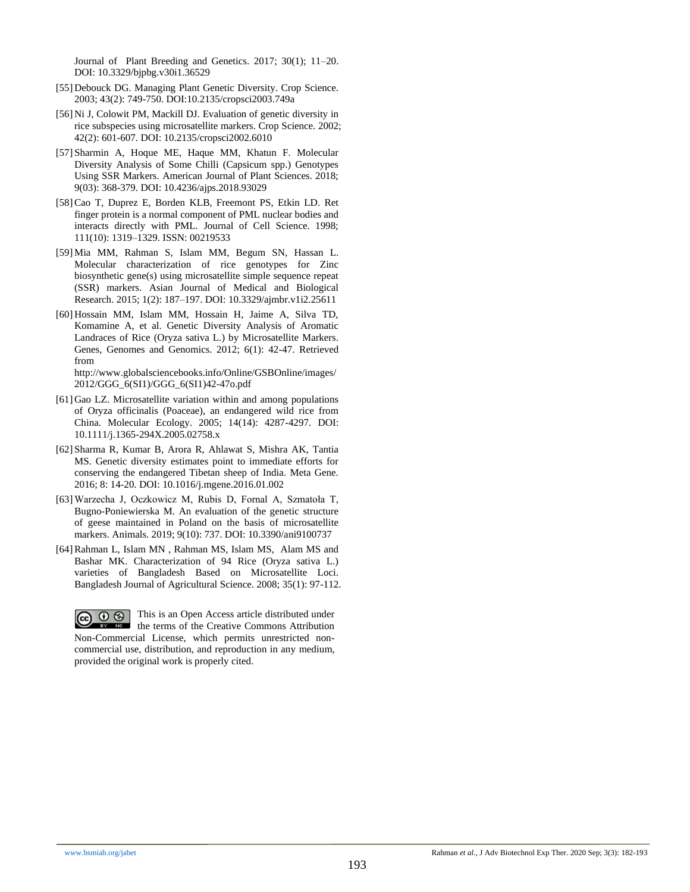Journal of Plant Breeding and Genetics. 2017; 30(1); 11–20. DOI: 10.3329/bjpbg.v30i1.36529

[55] Debouck DG. Managing Plant Genetic Diversity. Crop Science. 2003; 43(2): 749-750. DOI:10.2135/cropsci2003.749a

[56] Ni J, Colowit PM, Mackill DJ. Evaluation of genetic diversity in rice subspecies using microsatellite markers. Crop Science. 2002; 42(2): 601-607. DOI: 10.2135/cropsci2002.6010

[57] Sharmin A, Hoque ME, Haque MM, Khatun F. Molecular Diversity Analysis of Some Chilli (Capsicum spp.) Genotypes Using SSR Markers. American Journal of Plant Sciences. 2018; 9(03): 368-379. DOI: 10.4236/ajps.2018.93029

[58] Cao T, Duprez E, Borden KLB, Freemont PS, Etkin LD. Ret finger protein is a normal component of PML nuclear bodies and interacts directly with PML. Journal of Cell Science. 1998; 111(10): 1319–1329. ISSN: 00219533

[59] Mia MM, Rahman S, Islam MM, Begum SN, Hassan L. Molecular characterization of rice genotypes for Zinc biosynthetic gene(s) using microsatellite simple sequence repeat (SSR) markers. Asian Journal of Medical and Biological Research. 2015; 1(2): 187–197. DOI: 10.3329/ajmbr.v1i2.25611

[60] Hossain MM, Islam MM, Hossain H, Jaime A, Silva TD, Komamine A, et al. Genetic Diversity Analysis of Aromatic Landraces of Rice (Oryza sativa L.) by Microsatellite Markers. Genes, Genomes and Genomics. 2012; 6(1): 42-47. Retrieved from http://www.globalsciencebooks.info/Online/GSBOnline/images/2012/GGG_6(SI1)/GGG_6(SI1)42-47o.pdf

[61] Gao LZ. Microsatellite variation within and among populations of Oryza officinalis (Poaceae), an endangered wild rice from China. Molecular Ecology. 2005; 14(14): 4287-4297. DOI: 10.1111/j.1365-294X.2005.02758.x

[62] Sharma R, Kumar B, Arora R, Ahlawat S, Mishra AK, Tantia MS. Genetic diversity estimates point to immediate efforts for conserving the endangered Tibetan sheep of India. Meta Gene. 2016; 8: 14-20. DOI: 10.1016/j.mgene.2016.01.002

[63] Warzecha J, Oczkowicz M, Rubis D, Fornal A, Szmatoła T, Bugno-Poniewierska M. An evaluation of the genetic structure of geese maintained in Poland on the basis of microsatellite markers. Animals. 2019; 9(10): 737. DOI: 10.3390/ani9100737

[64] Rahman L, Islam MN , Rahman MS, Islam MS, Alam MS and Bashar MK. Characterization of 94 Rice (Oryza sativa L.) varieties of Bangladesh Based on Microsatellite Loci. Bangladesh Journal of Agricultural Science. 2008; 35(1): 97-112.

This is an Open Access article distributed under the terms of the Creative Commons Attribution Non-Commercial License, which permits unrestricted non-commercial use, distribution, and reproduction in any medium, provided the original work is properly cited.